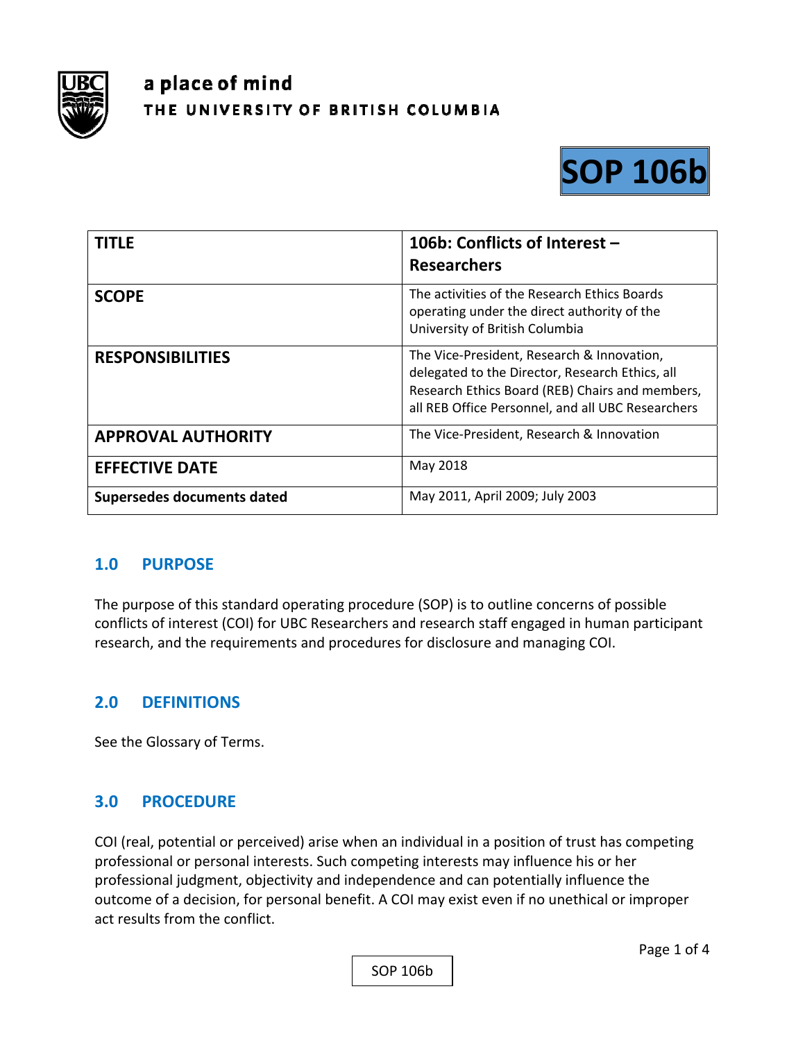**a place of mind**
**THE UNIVERSITY OF BRITISH COLUMBIA**

# SOP 106b

| TITLE | 106b: Conflicts of Interest – Researchers |
|---|---|
| SCOPE | The activities of the Research Ethics Boards operating under the direct authority of the University of British Columbia |
| RESPONSIBILITIES | The Vice-President, Research & Innovation, delegated to the Director, Research Ethics, all Research Ethics Board (REB) Chairs and members, all REB Office Personnel, and all UBC Researchers |
| APPROVAL AUTHORITY | The Vice-President, Research & Innovation |
| EFFECTIVE DATE | May 2018 |
| Supersedes documents dated | May 2011, April 2009; July 2003 |

## 1.0 PURPOSE

The purpose of this standard operating procedure (SOP) is to outline concerns of possible conflicts of interest (COI) for UBC Researchers and research staff engaged in human participant research, and the requirements and procedures for disclosure and managing COI.

## 2.0 DEFINITIONS

See the Glossary of Terms.

## 3.0 PROCEDURE

COI (real, potential or perceived) arise when an individual in a position of trust has competing professional or personal interests. Such competing interests may influence his or her professional judgment, objectivity and independence and can potentially influence the outcome of a decision, for personal benefit. A COI may exist even if no unethical or improper act results from the conflict.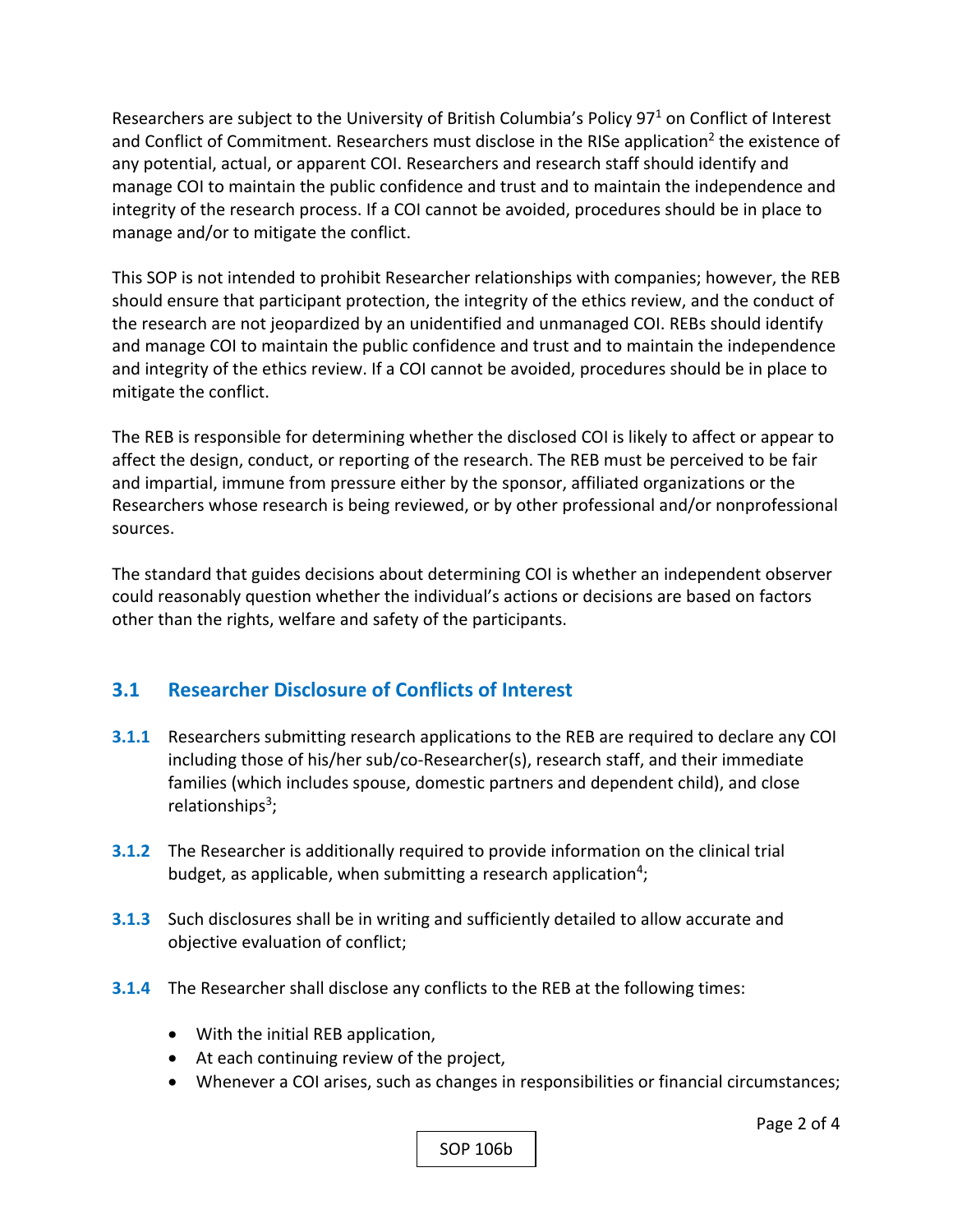Researchers are subject to the University of British Columbia's Policy 97[1] on Conflict of Interest and Conflict of Commitment. Researchers must disclose in the RISe application[2] the existence of any potential, actual, or apparent COI. Researchers and research staff should identify and manage COI to maintain the public confidence and trust and to maintain the independence and integrity of the research process. If a COI cannot be avoided, procedures should be in place to manage and/or to mitigate the conflict.

This SOP is not intended to prohibit Researcher relationships with companies; however, the REB should ensure that participant protection, the integrity of the ethics review, and the conduct of the research are not jeopardized by an unidentified and unmanaged COI. REBs should identify and manage COI to maintain the public confidence and trust and to maintain the independence and integrity of the ethics review. If a COI cannot be avoided, procedures should be in place to mitigate the conflict.

The REB is responsible for determining whether the disclosed COI is likely to affect or appear to affect the design, conduct, or reporting of the research. The REB must be perceived to be fair and impartial, immune from pressure either by the sponsor, affiliated organizations or the Researchers whose research is being reviewed, or by other professional and/or nonprofessional sources.

The standard that guides decisions about determining COI is whether an independent observer could reasonably question whether the individual's actions or decisions are based on factors other than the rights, welfare and safety of the participants.

## 3.1 Researcher Disclosure of Conflicts of Interest

**3.1.1** Researchers submitting research applications to the REB are required to declare any COI including those of his/her sub/co-Researcher(s), research staff, and their immediate families (which includes spouse, domestic partners and dependent child), and close relationships[3];

**3.1.2** The Researcher is additionally required to provide information on the clinical trial budget, as applicable, when submitting a research application[4];

**3.1.3** Such disclosures shall be in writing and sufficiently detailed to allow accurate and objective evaluation of conflict;

**3.1.4** The Researcher shall disclose any conflicts to the REB at the following times:

- With the initial REB application,
- At each continuing review of the project,
- Whenever a COI arises, such as changes in responsibilities or financial circumstances;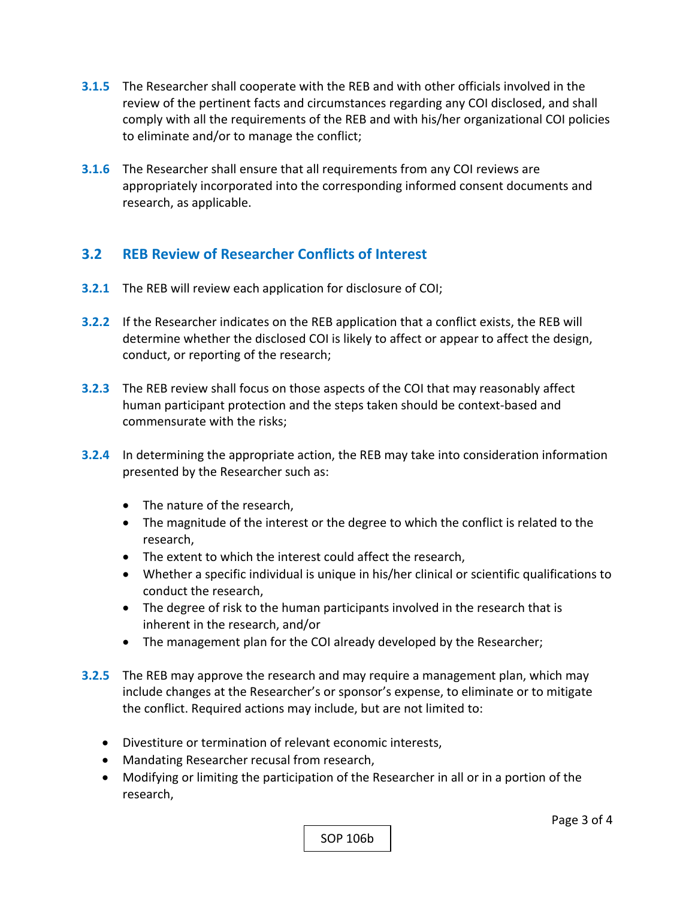**3.1.5** The Researcher shall cooperate with the REB and with other officials involved in the review of the pertinent facts and circumstances regarding any COI disclosed, and shall comply with all the requirements of the REB and with his/her organizational COI policies to eliminate and/or to manage the conflict;

**3.1.6** The Researcher shall ensure that all requirements from any COI reviews are appropriately incorporated into the corresponding informed consent documents and research, as applicable.

## 3.2 REB Review of Researcher Conflicts of Interest

**3.2.1** The REB will review each application for disclosure of COI;

**3.2.2** If the Researcher indicates on the REB application that a conflict exists, the REB will determine whether the disclosed COI is likely to affect or appear to affect the design, conduct, or reporting of the research;

**3.2.3** The REB review shall focus on those aspects of the COI that may reasonably affect human participant protection and the steps taken should be context-based and commensurate with the risks;

**3.2.4** In determining the appropriate action, the REB may take into consideration information presented by the Researcher such as:

- The nature of the research,
- The magnitude of the interest or the degree to which the conflict is related to the research,
- The extent to which the interest could affect the research,
- Whether a specific individual is unique in his/her clinical or scientific qualifications to conduct the research,
- The degree of risk to the human participants involved in the research that is inherent in the research, and/or
- The management plan for the COI already developed by the Researcher;

**3.2.5** The REB may approve the research and may require a management plan, which may include changes at the Researcher's or sponsor's expense, to eliminate or to mitigate the conflict. Required actions may include, but are not limited to:

- Divestiture or termination of relevant economic interests,
- Mandating Researcher recusal from research,
- Modifying or limiting the participation of the Researcher in all or in a portion of the research,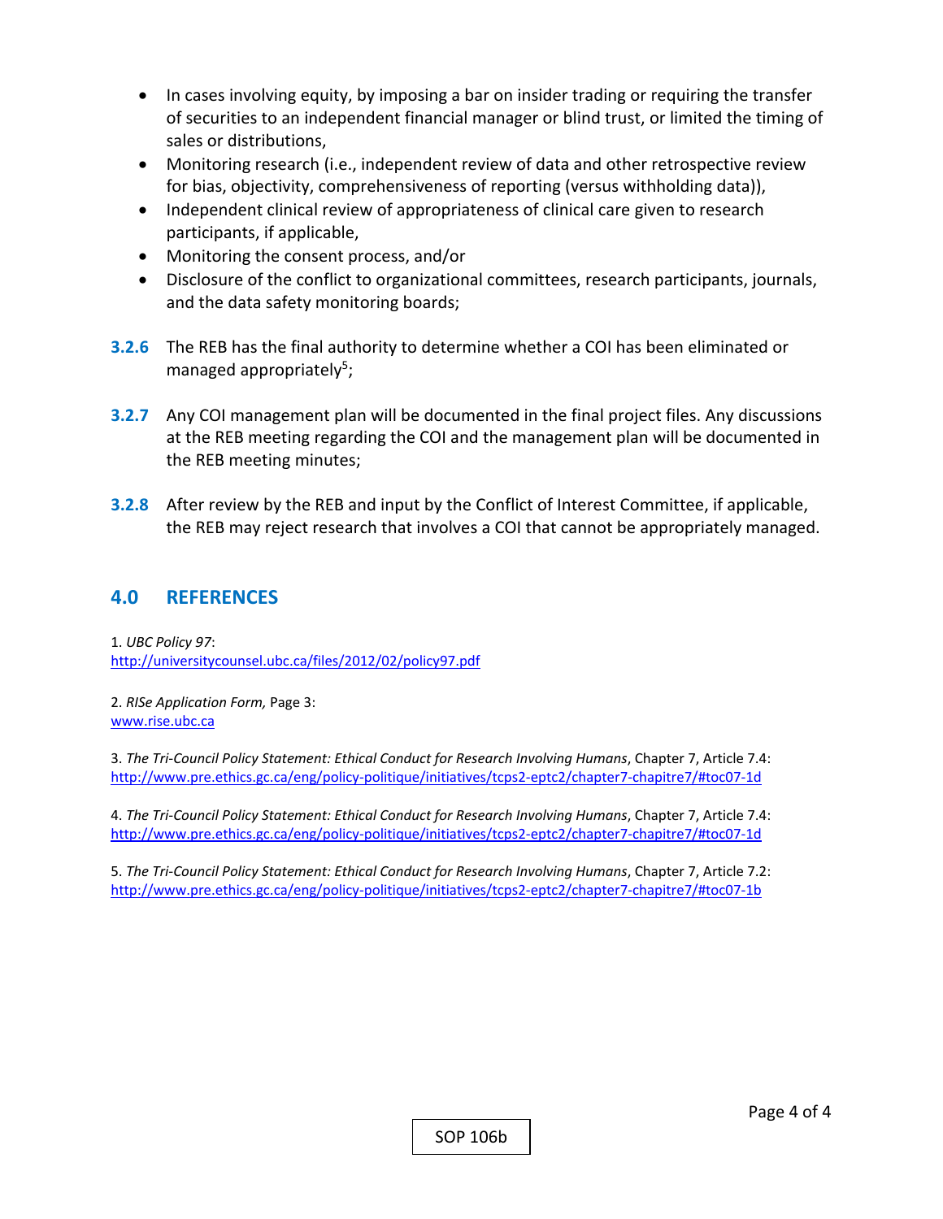- In cases involving equity, by imposing a bar on insider trading or requiring the transfer of securities to an independent financial manager or blind trust, or limited the timing of sales or distributions,
- Monitoring research (i.e., independent review of data and other retrospective review for bias, objectivity, comprehensiveness of reporting (versus withholding data)),
- Independent clinical review of appropriateness of clinical care given to research participants, if applicable,
- Monitoring the consent process, and/or
- Disclosure of the conflict to organizational committees, research participants, journals, and the data safety monitoring boards;

**3.2.6** The REB has the final authority to determine whether a COI has been eliminated or managed appropriately[5];

**3.2.7** Any COI management plan will be documented in the final project files. Any discussions at the REB meeting regarding the COI and the management plan will be documented in the REB meeting minutes;

**3.2.8** After review by the REB and input by the Conflict of Interest Committee, if applicable, the REB may reject research that involves a COI that cannot be appropriately managed.

## 4.0 REFERENCES

1. *UBC Policy 97*:
http://universitycounsel.ubc.ca/files/2012/02/policy97.pdf

2. *RISe Application Form,* Page 3:
www.rise.ubc.ca

3. *The Tri-Council Policy Statement: Ethical Conduct for Research Involving Humans*, Chapter 7, Article 7.4:
http://www.pre.ethics.gc.ca/eng/policy-politique/initiatives/tcps2-eptc2/chapter7-chapitre7/#toc07-1d

4. *The Tri-Council Policy Statement: Ethical Conduct for Research Involving Humans*, Chapter 7, Article 7.4:
http://www.pre.ethics.gc.ca/eng/policy-politique/initiatives/tcps2-eptc2/chapter7-chapitre7/#toc07-1d

5. *The Tri-Council Policy Statement: Ethical Conduct for Research Involving Humans*, Chapter 7, Article 7.2:
http://www.pre.ethics.gc.ca/eng/policy-politique/initiatives/tcps2-eptc2/chapter7-chapitre7/#toc07-1b